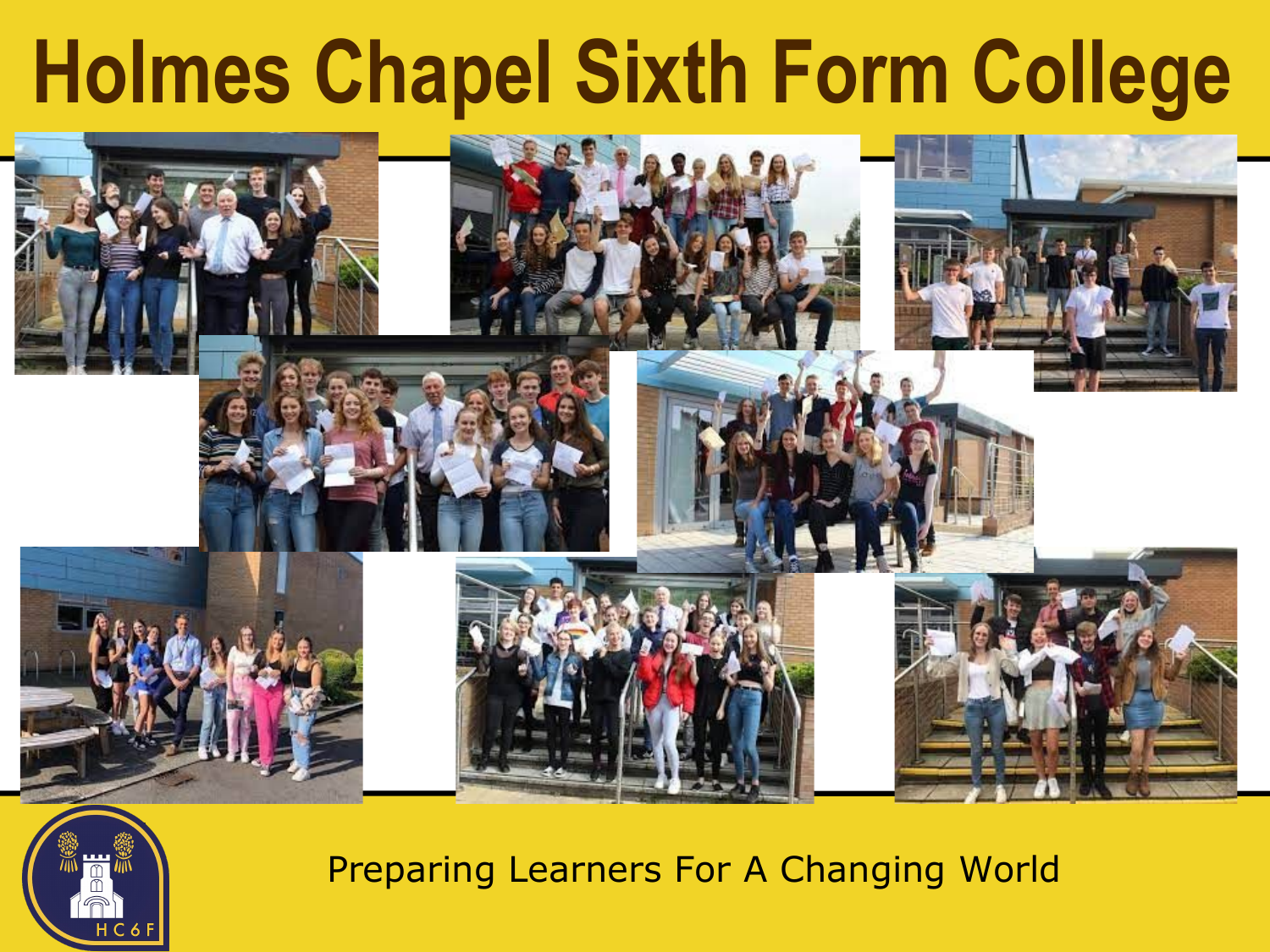# Holmes Chapel Sixth Form College

HC6F

Preparing Learners For A Changing World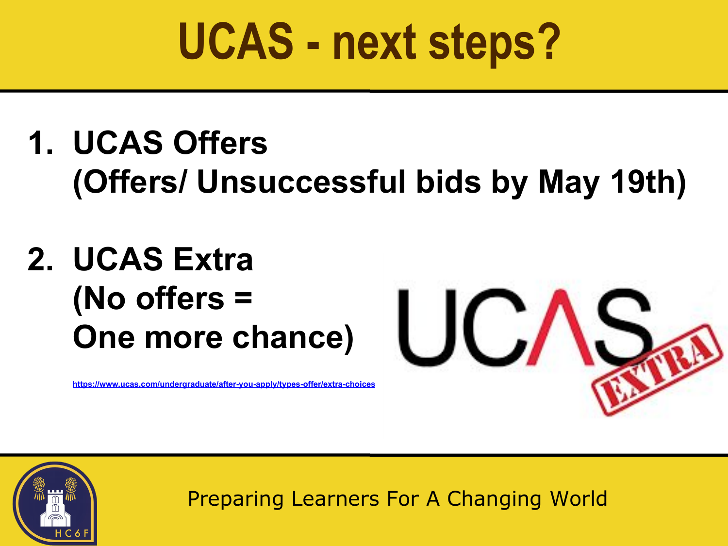# UCAS - next steps?

1. **UCAS Offers**
   **(Offers/ Unsuccessful bids by May 19th)**

2. **UCAS Extra**
   **(No offers =**
   **One more chance)**

https://www.ucas.com/undergraduate/after-you-apply/types-offer/extra-choices

Preparing Learners For A Changing World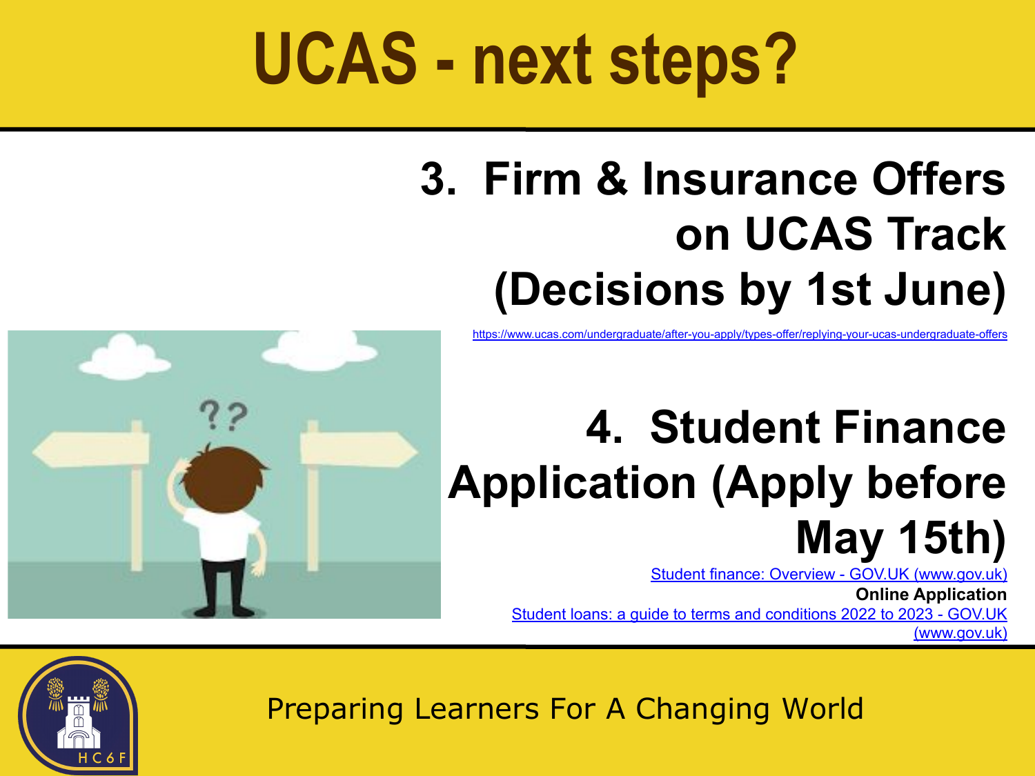# UCAS - next steps?

## 3. Firm & Insurance Offers on UCAS Track (Decisions by 1st June)

https://www.ucas.com/undergraduate/after-you-apply/types-offer/replying-your-ucas-undergraduate-offers

## 4. Student Finance Application (Apply before May 15th)

Student finance: Overview - GOV.UK (www.gov.uk)

**Online Application**

Student loans: a guide to terms and conditions 2022 to 2023 - GOV.UK (www.gov.uk)

Preparing Learners For A Changing World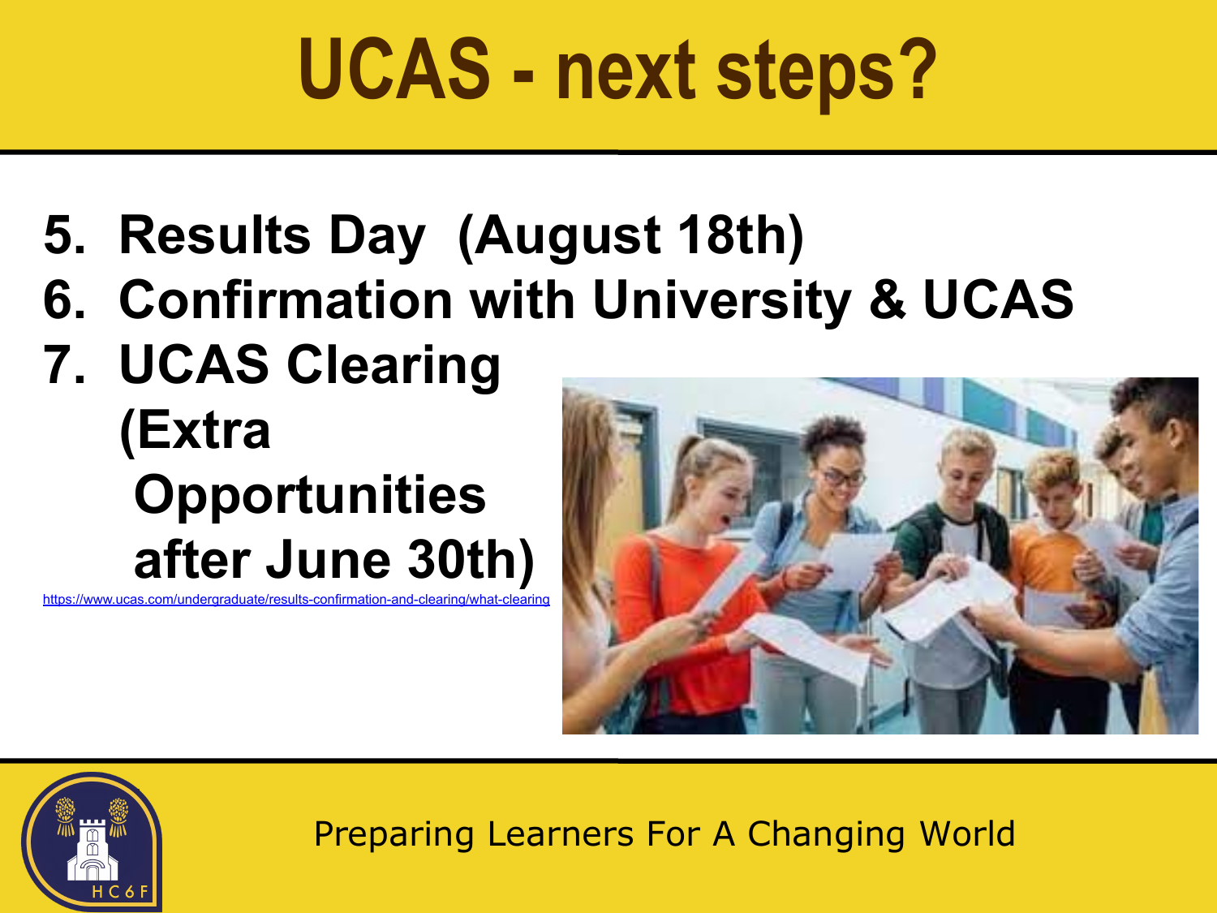# UCAS - next steps?

5. **Results Day (August 18th)**
6. **Confirmation with University & UCAS**
7. **UCAS Clearing (Extra Opportunities after June 30th)**

https://www.ucas.com/undergraduate/results-confirmation-and-clearing/what-clearing

Preparing Learners For A Changing World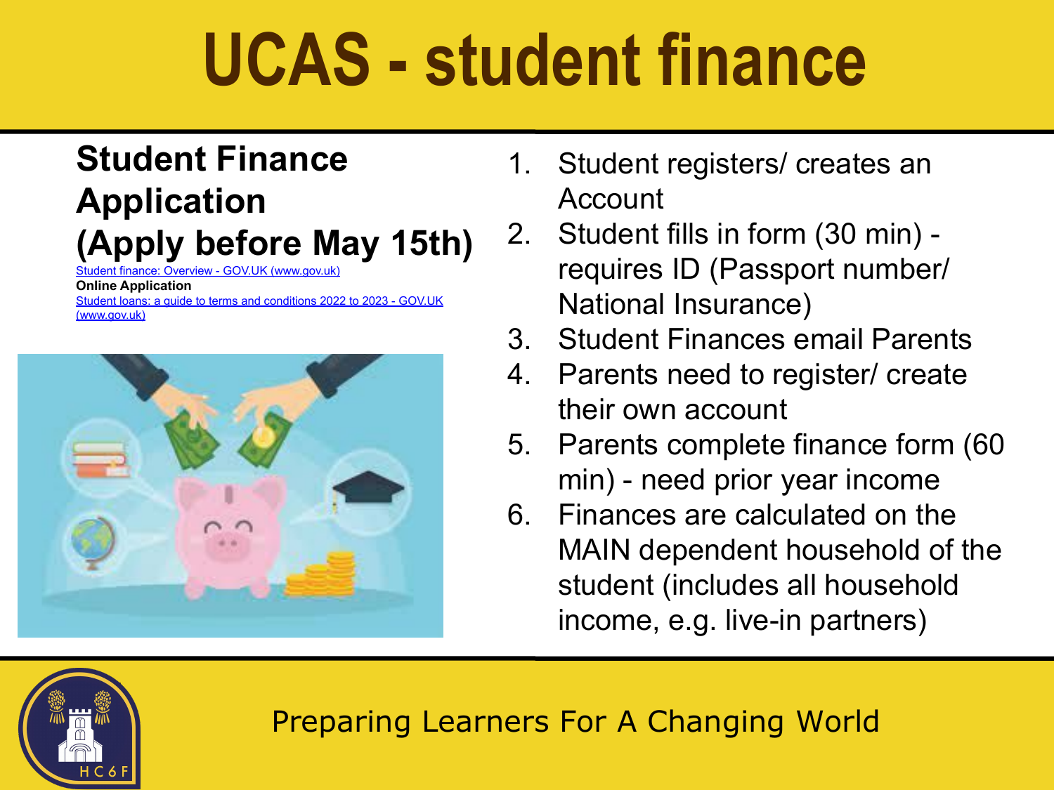# UCAS - student finance

## Student Finance Application (Apply before May 15th)

[Student finance: Overview - GOV.UK (www.gov.uk)]

**Online Application**

[Student loans: a guide to terms and conditions 2022 to 2023 - GOV.UK (www.gov.uk)]

1. Student registers/ creates an Account
2. Student fills in form (30 min) - requires ID (Passport number/ National Insurance)
3. Student Finances email Parents
4. Parents need to register/ create their own account
5. Parents complete finance form (60 min) - need prior year income
6. Finances are calculated on the MAIN dependent household of the student (includes all household income, e.g. live-in partners)

Preparing Learners For A Changing World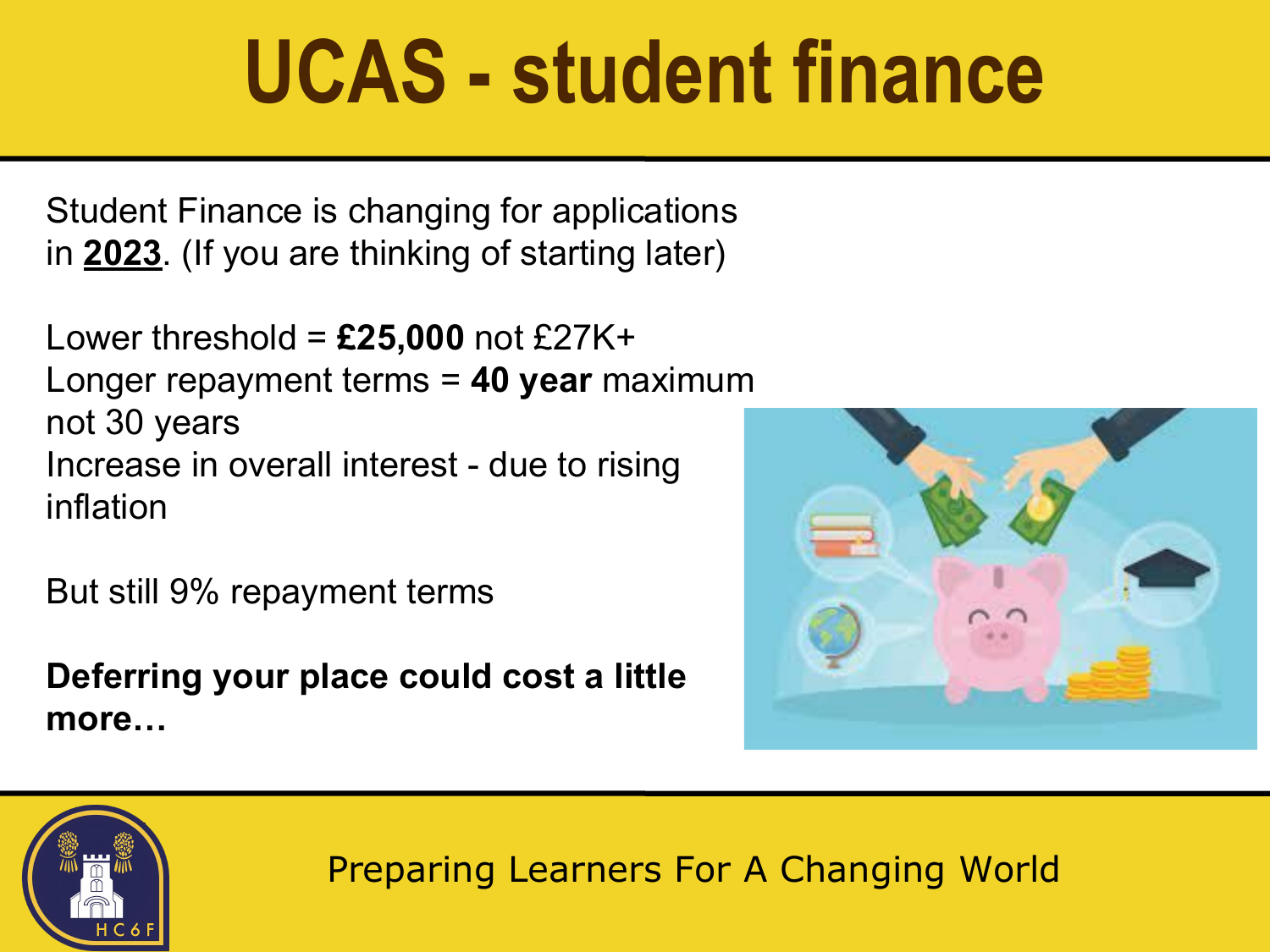# UCAS - student finance

Student Finance is changing for applications in **2023**. (If you are thinking of starting later)

Lower threshold = **£25,000** not £27K+
Longer repayment terms = **40 year** maximum not 30 years
Increase in overall interest - due to rising inflation

But still 9% repayment terms

**Deferring your place could cost a little more…**

Preparing Learners For A Changing World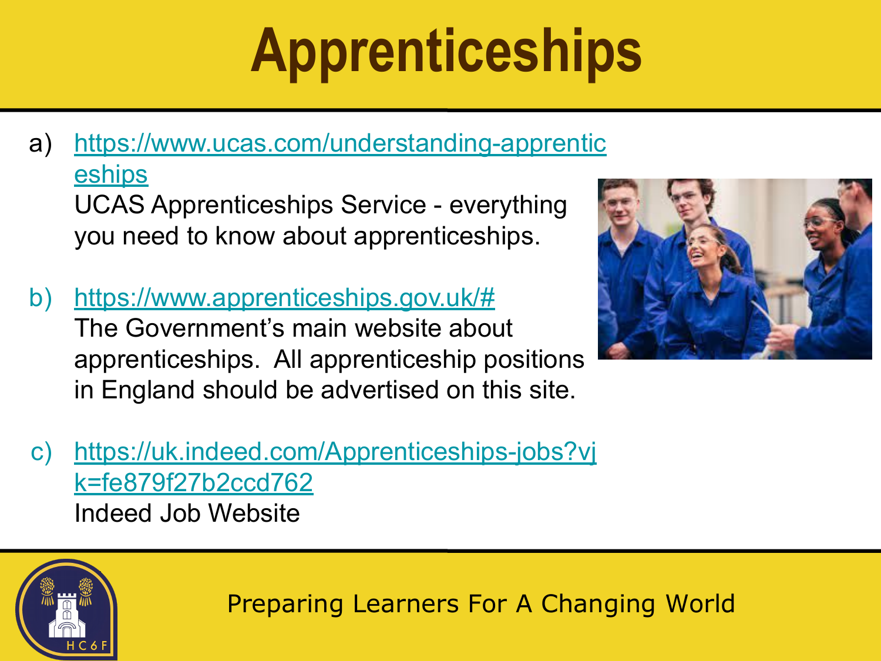# Apprenticeships

a) https://www.ucas.com/understanding-apprenticeships
UCAS Apprenticeships Service - everything you need to know about apprenticeships.

b) https://www.apprenticeships.gov.uk/#
The Government's main website about apprenticeships. All apprenticeship positions in England should be advertised on this site.

c) https://uk.indeed.com/Apprenticeships-jobs?vjk=fe879f27b2ccd762
Indeed Job Website

Preparing Learners For A Changing World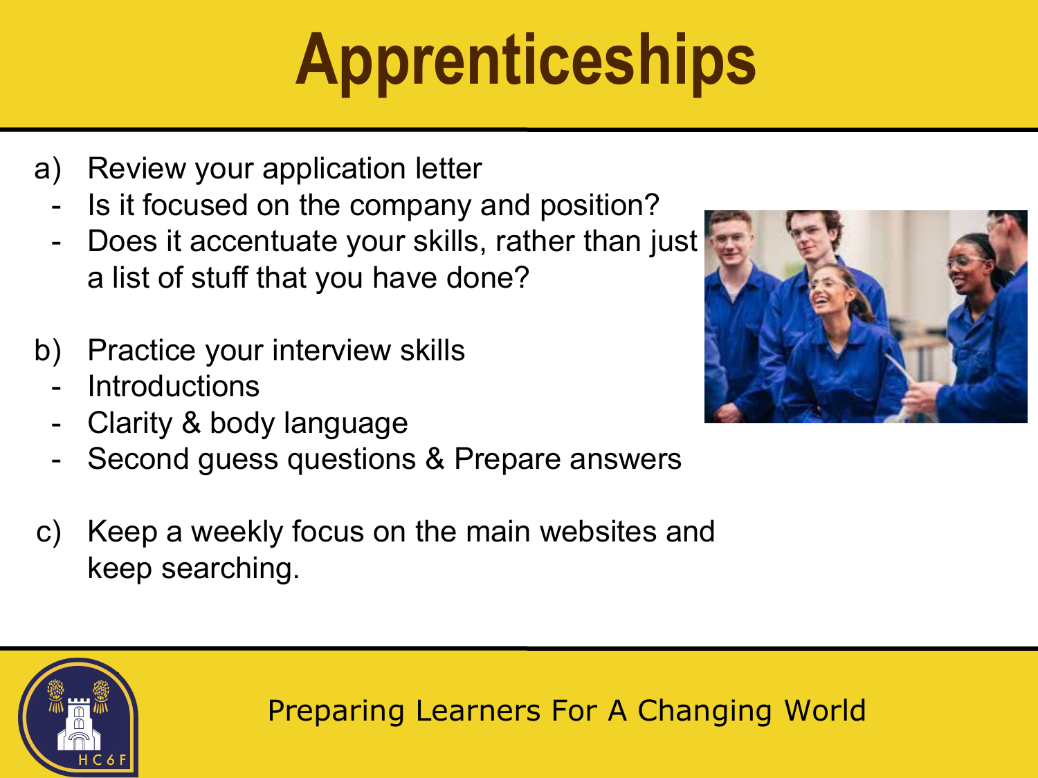# Apprenticeships

a) Review your application letter
   - Is it focused on the company and position?
   - Does it accentuate your skills, rather than just a list of stuff that you have done?

b) Practice your interview skills
   - Introductions
   - Clarity & body language
   - Second guess questions & Prepare answers

c) Keep a weekly focus on the main websites and keep searching.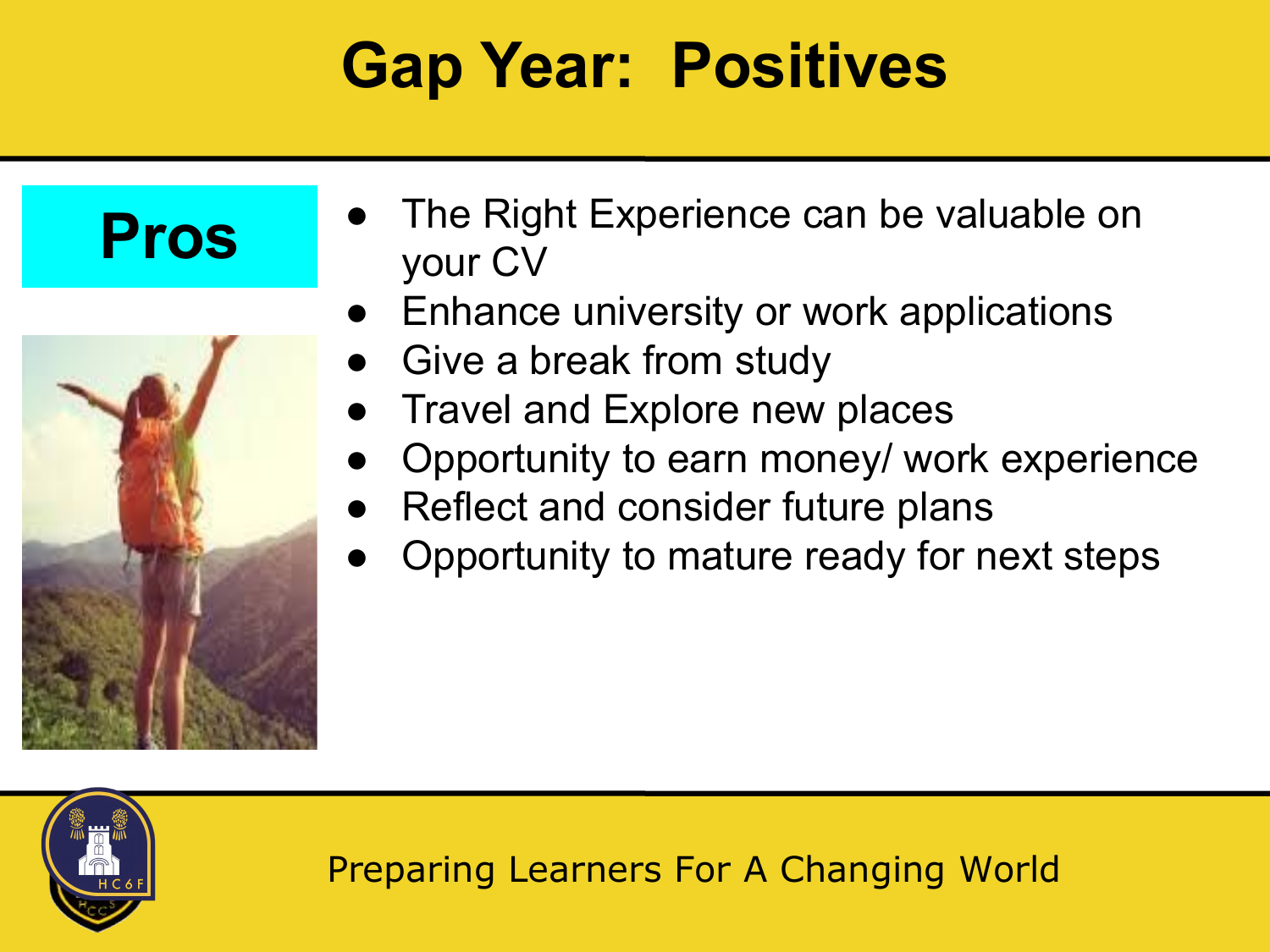# Gap Year: Positives

## Pros

- The Right Experience can be valuable on your CV
- Enhance university or work applications
- Give a break from study
- Travel and Explore new places
- Opportunity to earn money/ work experience
- Reflect and consider future plans
- Opportunity to mature ready for next steps

Preparing Learners For A Changing World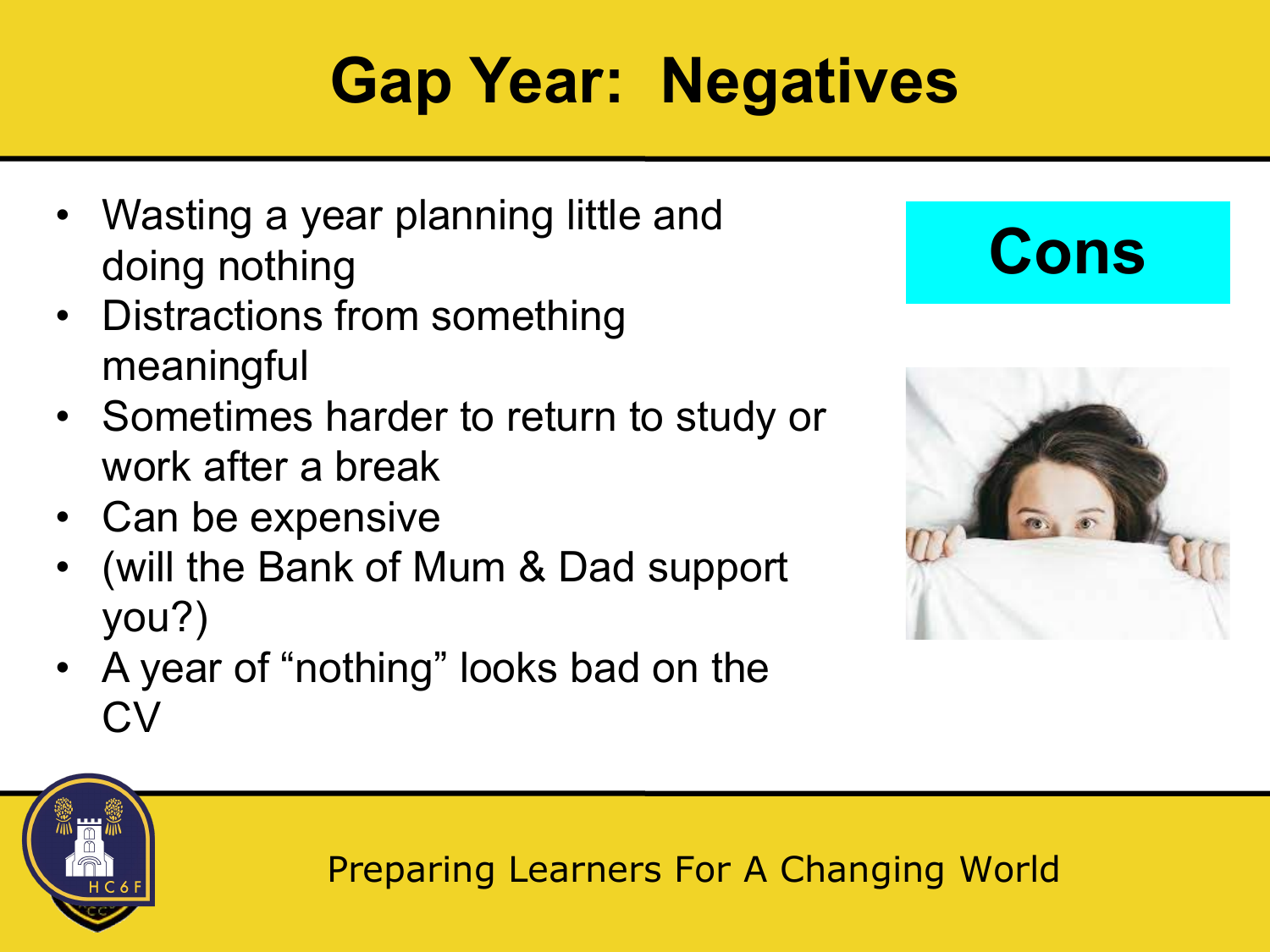# Gap Year: Negatives

- Wasting a year planning little and doing nothing
- Distractions from something meaningful
- Sometimes harder to return to study or work after a break
- Can be expensive
- (will the Bank of Mum & Dad support you?)
- A year of “nothing” looks bad on the CV

**Cons**

Preparing Learners For A Changing World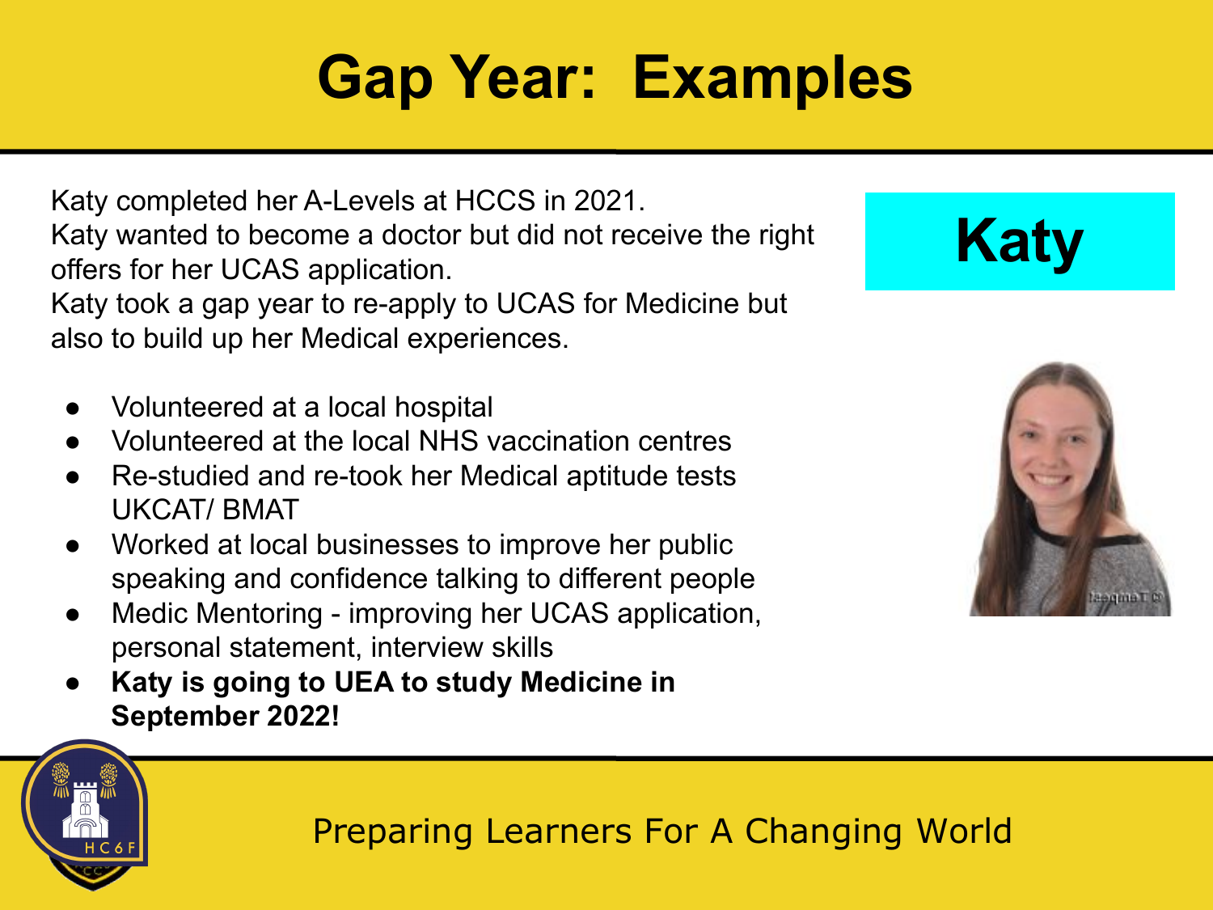# Gap Year: Examples

## Katy

Katy completed her A-Levels at HCCS in 2021.
Katy wanted to become a doctor but did not receive the right offers for her UCAS application.
Katy took a gap year to re-apply to UCAS for Medicine but also to build up her Medical experiences.

- Volunteered at a local hospital
- Volunteered at the local NHS vaccination centres
- Re-studied and re-took her Medical aptitude tests UKCAT/ BMAT
- Worked at local businesses to improve her public speaking and confidence talking to different people
- Medic Mentoring - improving her UCAS application, personal statement, interview skills
- **Katy is going to UEA to study Medicine in September 2022!**

Preparing Learners For A Changing World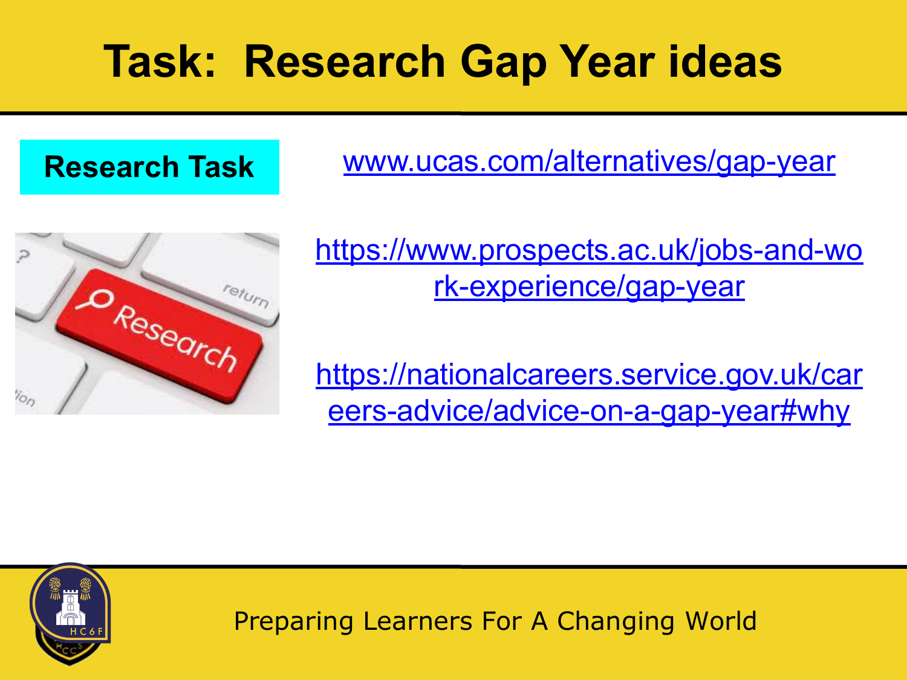# Task: Research Gap Year ideas

**Research Task**

www.ucas.com/alternatives/gap-year

https://www.prospects.ac.uk/jobs-and-work-experience/gap-year

https://nationalcareers.service.gov.uk/careers-advice/advice-on-a-gap-year#why

Preparing Learners For A Changing World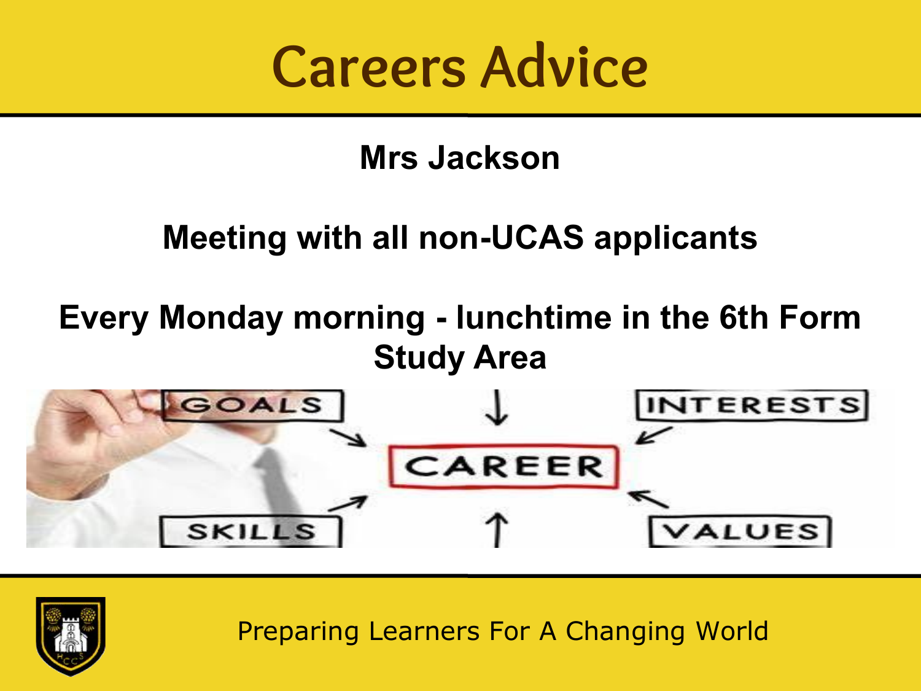# Careers Advice

**Mrs Jackson**

**Meeting with all non-UCAS applicants**

**Every Monday morning - lunchtime in the 6th Form Study Area**

Preparing Learners For A Changing World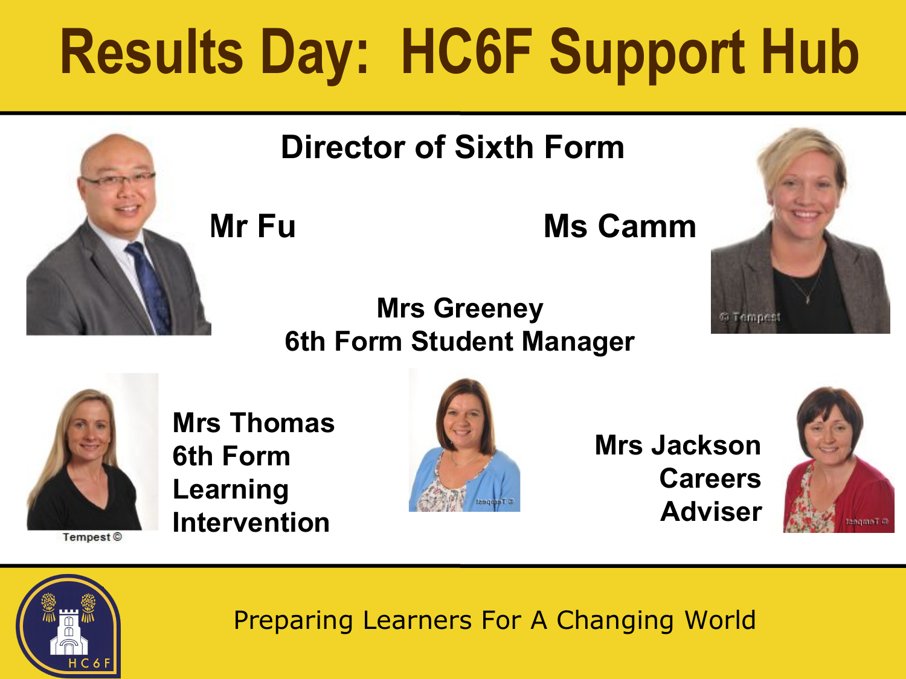# Results Day: HC6F Support Hub

**Director of Sixth Form**

**Mr Fu**

**Ms Camm**

Tempest

**Mrs Greeney**
**6th Form Student Manager**

**Mrs Thomas**
**6th Form**
**Learning**
**Intervention**

Tempest ©

**Mrs Jackson**
**Careers**
**Adviser**

HC6F

Preparing Learners For A Changing World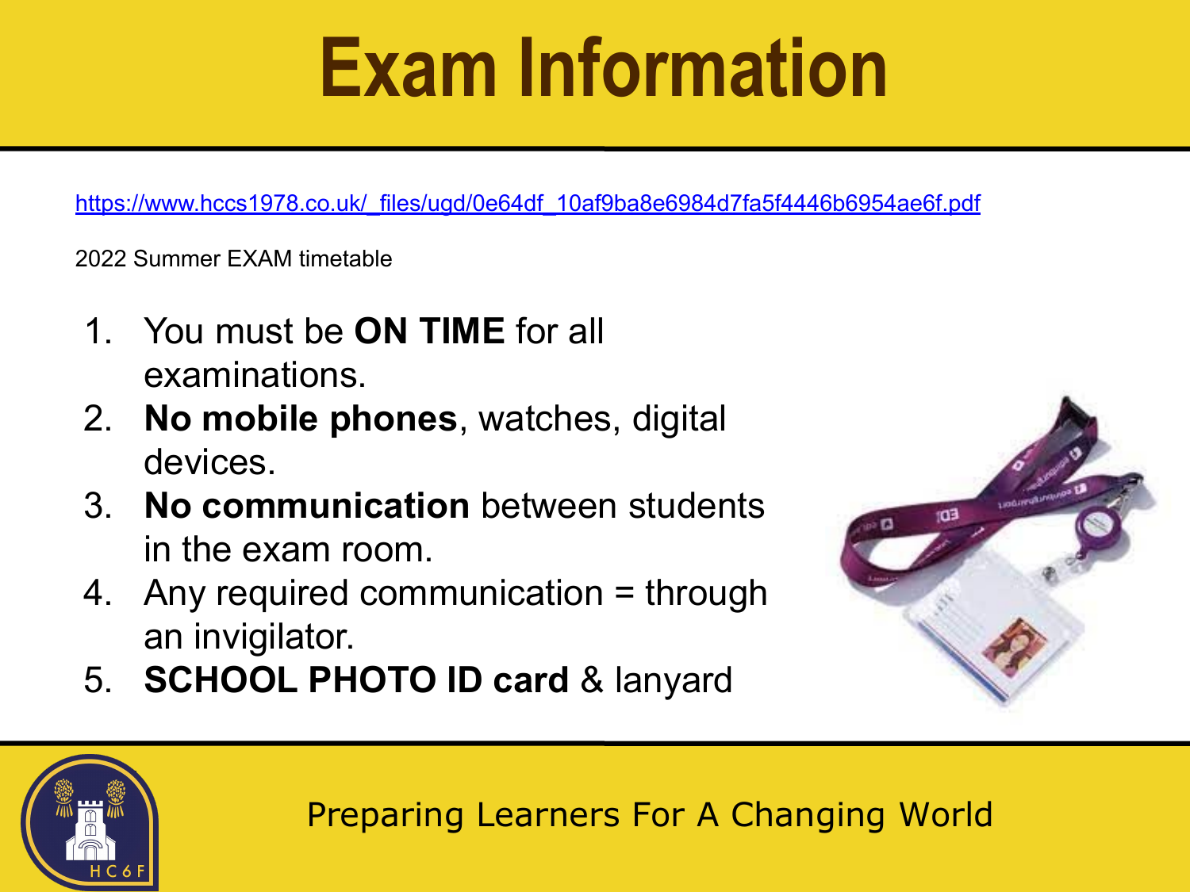# Exam Information

https://www.hccs1978.co.uk/_files/ugd/0e64df_10af9ba8e6984d7fa5f4446b6954ae6f.pdf

2022 Summer EXAM timetable

1. You must be **ON TIME** for all examinations.
2. **No mobile phones**, watches, digital devices.
3. **No communication** between students in the exam room.
4. Any required communication = through an invigilator.
5. **SCHOOL PHOTO ID card** & lanyard

Preparing Learners For A Changing World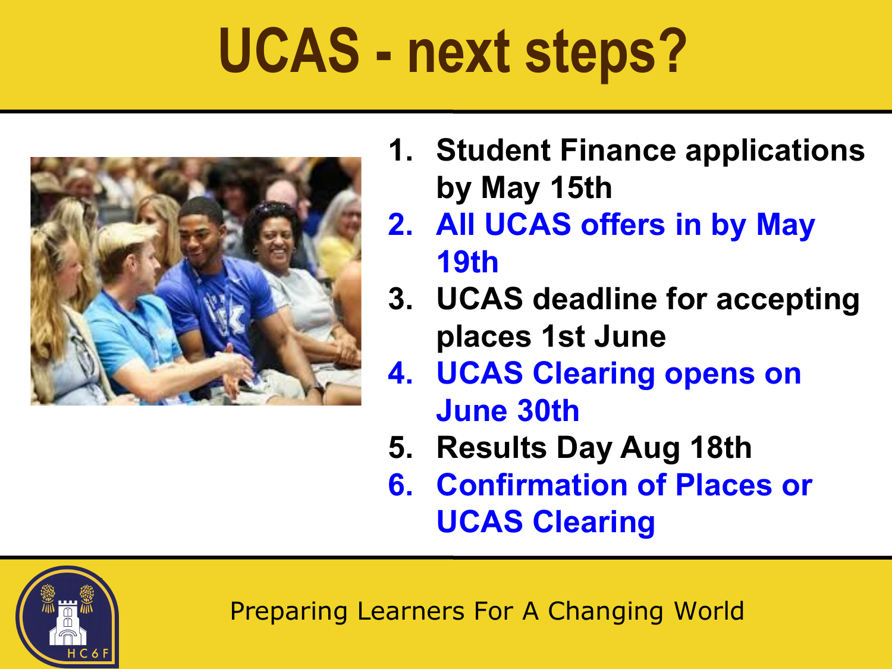# UCAS - next steps?

1. Student Finance applications by May 15th
2. All UCAS offers in by May 19th
3. UCAS deadline for accepting places 1st June
4. UCAS Clearing opens on June 30th
5. Results Day Aug 18th
6. Confirmation of Places or UCAS Clearing

Preparing Learners For A Changing World